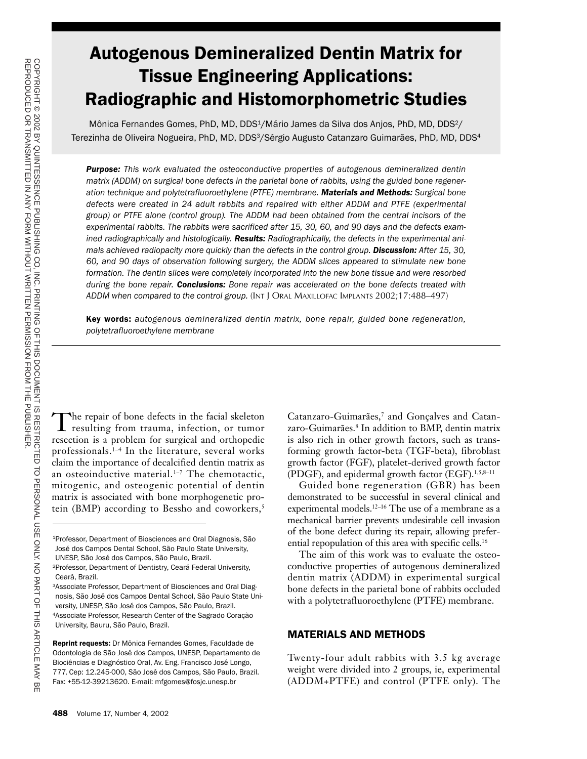# Autogenous Demineralized Dentin Matrix for Tissue Engineering Applications: Radiographic and Histomorphometric Studies

Mônica Fernandes Gomes, PhD, MD, DDS[1]/Mário James da Silva dos Anjos, PhD, MD, DDS[2]/ Terezinha de Oliveira Nogueira, PhD, MD, DDS[3]/Sérgio Augusto Catanzaro Guimarães, PhD, MD, DDS[4]

***Purpose:*** *This work evaluated the osteoconductive properties of autogenous demineralized dentin matrix (ADDM) on surgical bone defects in the parietal bone of rabbits, using the guided bone regeneration technique and polytetrafluoroethylene (PTFE) membrane.* ***Materials and Methods:*** *Surgical bone defects were created in 24 adult rabbits and repaired with either ADDM and PTFE (experimental group) or PTFE alone (control group). The ADDM had been obtained from the central incisors of the experimental rabbits. The rabbits were sacrificed after 15, 30, 60, and 90 days and the defects examined radiographically and histologically.* ***Results:*** *Radiographically, the defects in the experimental animals achieved radiopacity more quickly than the defects in the control group.* ***Discussion:*** *After 15, 30, 60, and 90 days of observation following surgery, the ADDM slices appeared to stimulate new bone formation. The dentin slices were completely incorporated into the new bone tissue and were resorbed during the bone repair.* ***Conclusions:*** *Bone repair was accelerated on the bone defects treated with ADDM when compared to the control group.* (INT J ORAL MAXILLOFAC IMPLANTS 2002;17:488–497)

**Key words:** *autogenous demineralized dentin matrix, bone repair, guided bone regeneration, polytetrafluoroethylene membrane*

COPYRIGHT © 2002 BY QUINTESSENCE PUBLISHING CO, INC. PRINTING OF THIS DOCUMENT IS RESTRICTED TO PERSONAL USE ONLY. NO PART OF THIS ARTICLE MAY BE REPRODUCED OR TRANSMITTED IN ANY FORM WITHOUT WRITTEN PERMISSION FROM THE PUBLISHER.

The repair of bone defects in the facial skeleton resulting from trauma, infection, or tumor resection is a problem for surgical and orthopedic professionals.[1–4] In the literature, several works claim the importance of decalcified dentin matrix as an osteoinductive material.[1–7] The chemotactic, mitogenic, and osteogenic potential of dentin matrix is associated with bone morphogenetic protein (BMP) according to Bessho and coworkers,[5] Catanzaro-Guimarães,[7] and Gonçalves and Catanzaro-Guimarães.[8] In addition to BMP, dentin matrix is also rich in other growth factors, such as transforming growth factor-beta (TGF-beta), fibroblast growth factor (FGF), platelet-derived growth factor (PDGF), and epidermal growth factor (EGF).[1,5,8–11]

Guided bone regeneration (GBR) has been demonstrated to be successful in several clinical and experimental models.[12–16] The use of a membrane as a mechanical barrier prevents undesirable cell invasion of the bone defect during its repair, allowing preferential repopulation of this area with specific cells.[16]

The aim of this work was to evaluate the osteoconductive properties of autogenous demineralized dentin matrix (ADDM) in experimental surgical bone defects in the parietal bone of rabbits occluded with a polytetrafluoroethylene (PTFE) membrane.

## MATERIALS AND METHODS

Twenty-four adult rabbits with 3.5 kg average weight were divided into 2 groups, ie, experimental (ADDM+PTFE) and control (PTFE only). The

[1]Professor, Department of Biosciences and Oral Diagnosis, São José dos Campos Dental School, São Paulo State University, UNESP, São José dos Campos, São Paulo, Brazil.
[2]Professor, Department of Dentistry, Ceará Federal University, Ceará, Brazil.
[3]Associate Professor, Department of Biosciences and Oral Diagnosis, São José dos Campos Dental School, São Paulo State University, UNESP, São José dos Campos, São Paulo, Brazil.
[4]Associate Professor, Research Center of the Sagrado Coração University, Bauru, São Paulo, Brazil.

**Reprint requests:** Dr Mônica Fernandes Gomes, Faculdade de Odontologia de São José dos Campos, UNESP, Departamento de Biociências e Diagnóstico Oral, Av. Eng. Francisco José Longo, 777, Cep: 12.245-000, São José dos Campos, São Paulo, Brazil. Fax: +55-12-39213620. E-mail: mfgomes@fosjc.unesp.br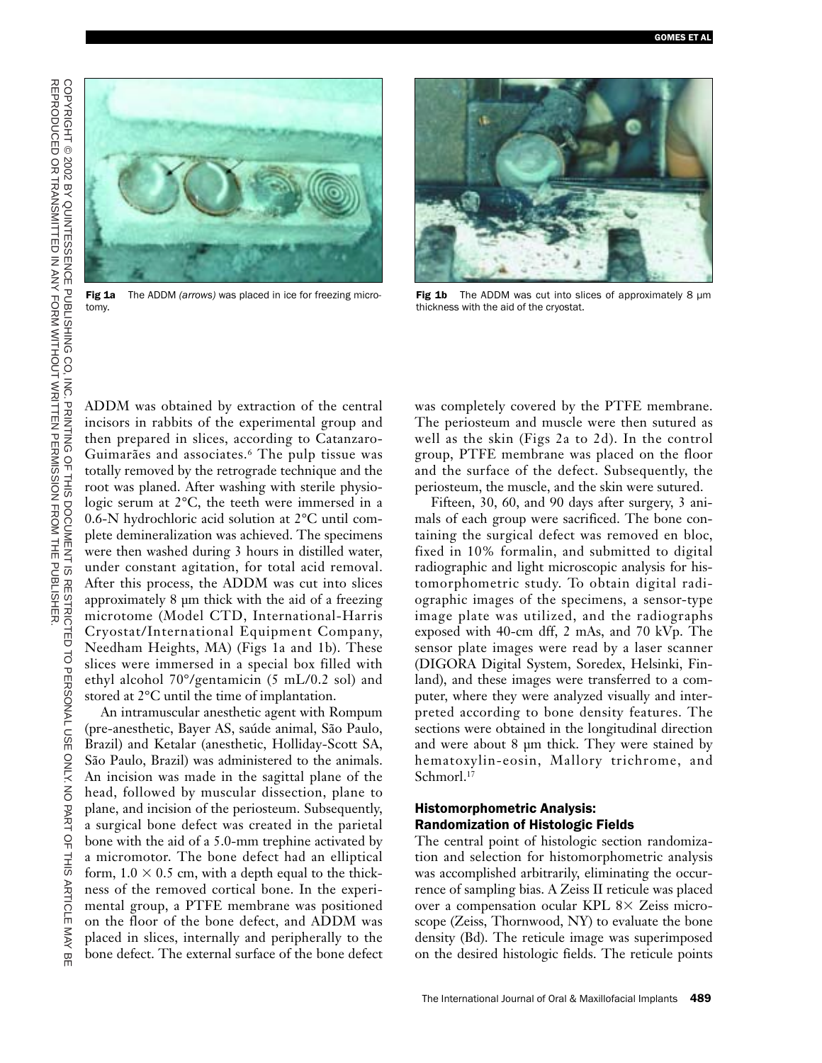Fig 1a The ADDM *(arrows)* was placed in ice for freezing microtomy.

Fig 1b The ADDM was cut into slices of approximately 8 µm thickness with the aid of the cryostat.

ADDM was obtained by extraction of the central incisors in rabbits of the experimental group and then prepared in slices, according to Catanzaro-Guimarães and associates.[6] The pulp tissue was totally removed by the retrograde technique and the root was planed. After washing with sterile physiologic serum at 2°C, the teeth were immersed in a 0.6-N hydrochloric acid solution at 2°C until complete demineralization was achieved. The specimens were then washed during 3 hours in distilled water, under constant agitation, for total acid removal. After this process, the ADDM was cut into slices approximately 8 µm thick with the aid of a freezing microtome (Model CTD, International-Harris Cryostat/International Equipment Company, Needham Heights, MA) (Figs 1a and 1b). These slices were immersed in a special box filled with ethyl alcohol 70°/gentamicin (5 mL/0.2 sol) and stored at 2°C until the time of implantation.

An intramuscular anesthetic agent with Rompum (pre-anesthetic, Bayer AS, saúde animal, São Paulo, Brazil) and Ketalar (anesthetic, Holliday-Scott SA, São Paulo, Brazil) was administered to the animals. An incision was made in the sagittal plane of the head, followed by muscular dissection, plane to plane, and incision of the periosteum. Subsequently, a surgical bone defect was created in the parietal bone with the aid of a 5.0-mm trephine activated by a micromotor. The bone defect had an elliptical form, 1.0 × 0.5 cm, with a depth equal to the thickness of the removed cortical bone. In the experimental group, a PTFE membrane was positioned on the floor of the bone defect, and ADDM was placed in slices, internally and peripherally to the bone defect. The external surface of the bone defect was completely covered by the PTFE membrane. The periosteum and muscle were then sutured as well as the skin (Figs 2a to 2d). In the control group, PTFE membrane was placed on the floor and the surface of the defect. Subsequently, the periosteum, the muscle, and the skin were sutured.

Fifteen, 30, 60, and 90 days after surgery, 3 animals of each group were sacrificed. The bone containing the surgical defect was removed en bloc, fixed in 10% formalin, and submitted to digital radiographic and light microscopic analysis for histomorphometric study. To obtain digital radiographic images of the specimens, a sensor-type image plate was utilized, and the radiographs exposed with 40-cm dff, 2 mAs, and 70 kVp. The sensor plate images were read by a laser scanner (DIGORA Digital System, Soredex, Helsinki, Finland), and these images were transferred to a computer, where they were analyzed visually and interpreted according to bone density features. The sections were obtained in the longitudinal direction and were about 8 µm thick. They were stained by hematoxylin-eosin, Mallory trichrome, and Schmorl.[17]

### Histomorphometric Analysis: Randomization of Histologic Fields

The central point of histologic section randomization and selection for histomorphometric analysis was accomplished arbitrarily, eliminating the occurrence of sampling bias. A Zeiss II reticule was placed over a compensation ocular KPL 8× Zeiss microscope (Zeiss, Thornwood, NY) to evaluate the bone density (Bd). The reticule image was superimposed on the desired histologic fields. The reticule points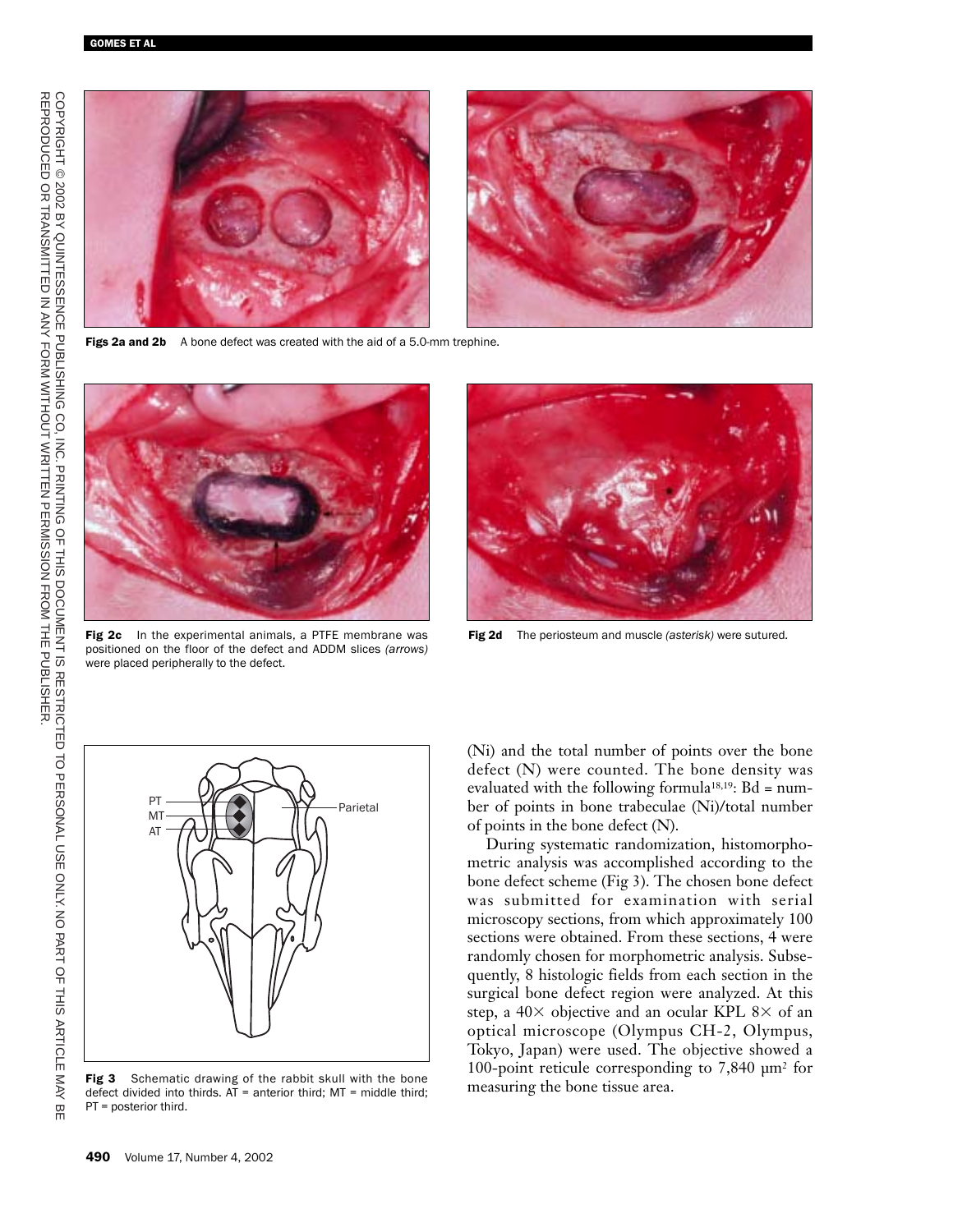Figs 2a and 2b A bone defect was created with the aid of a 5.0-mm trephine.

Fig 2c In the experimental animals, a PTFE membrane was positioned on the floor of the defect and ADDM slices *(arrows)* were placed peripherally to the defect.

Fig 2d The periosteum and muscle *(asterisk)* were sutured.

Fig 3 Schematic drawing of the rabbit skull with the bone defect divided into thirds. AT = anterior third; MT = middle third; PT = posterior third.

(Ni) and the total number of points over the bone defect (N) were counted. The bone density was evaluated with the following formula[18,19]: Bd = number of points in bone trabeculae (Ni)/total number of points in the bone defect (N).

During systematic randomization, histomorphometric analysis was accomplished according to the bone defect scheme (Fig 3). The chosen bone defect was submitted for examination with serial microscopy sections, from which approximately 100 sections were obtained. From these sections, 4 were randomly chosen for morphometric analysis. Subsequently, 8 histologic fields from each section in the surgical bone defect region were analyzed. At this step, a 40× objective and an ocular KPL 8× of an optical microscope (Olympus CH-2, Olympus, Tokyo, Japan) were used. The objective showed a 100-point reticule corresponding to 7,840 $\mu m^2$ for measuring the bone tissue area.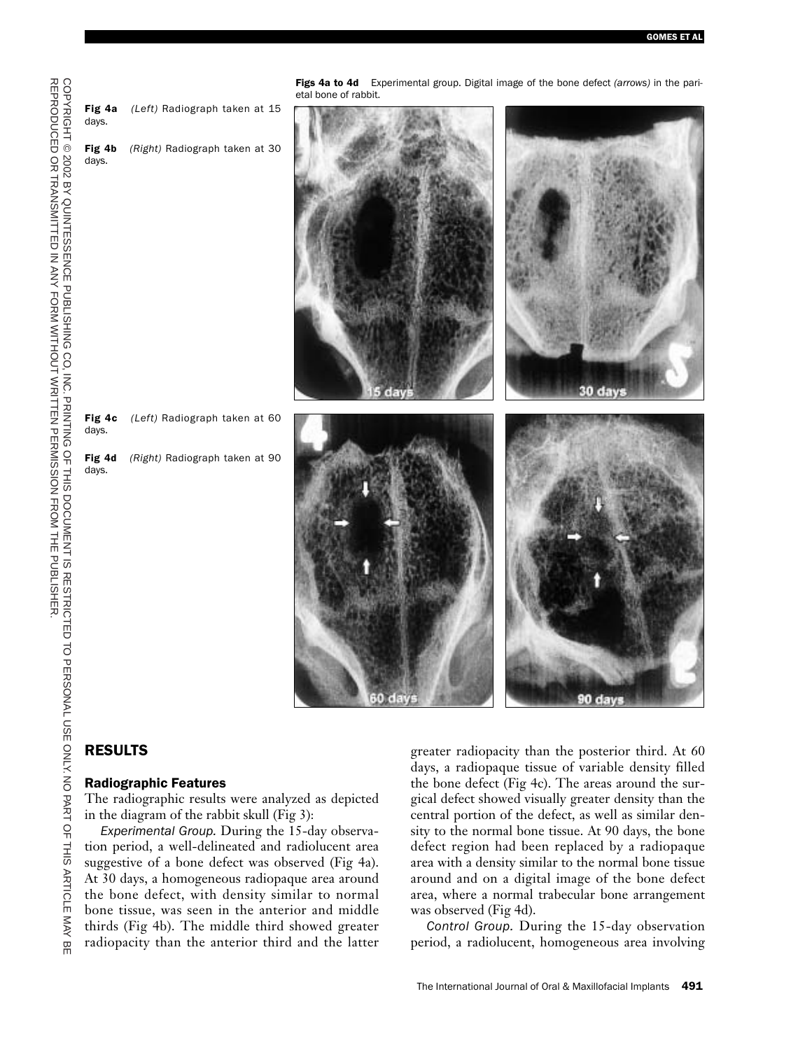Figs 4a to 4d Experimental group. Digital image of the bone defect *(arrows)* in the parietal bone of rabbit.

**Fig 4a** *(Left)* Radiograph taken at 15 days.

**Fig 4b** *(Right)* Radiograph taken at 30 days.

**Fig 4c** *(Left)* Radiograph taken at 60 days.

**Fig 4d** *(Right)* Radiograph taken at 90 days.

## RESULTS

### Radiographic Features

The radiographic results were analyzed as depicted in the diagram of the rabbit skull (Fig 3):

*Experimental Group.* During the 15-day observation period, a well-delineated and radiolucent area suggestive of a bone defect was observed (Fig 4a). At 30 days, a homogeneous radiopaque area around the bone defect, with density similar to normal bone tissue, was seen in the anterior and middle thirds (Fig 4b). The middle third showed greater radiopacity than the anterior third and the latter greater radiopacity than the posterior third. At 60 days, a radiopaque tissue of variable density filled the bone defect (Fig 4c). The areas around the surgical defect showed visually greater density than the central portion of the defect, as well as similar density to the normal bone tissue. At 90 days, the bone defect region had been replaced by a radiopaque area with a density similar to the normal bone tissue around and on a digital image of the bone defect area, where a normal trabecular bone arrangement was observed (Fig 4d).

*Control Group.* During the 15-day observation period, a radiolucent, homogeneous area involving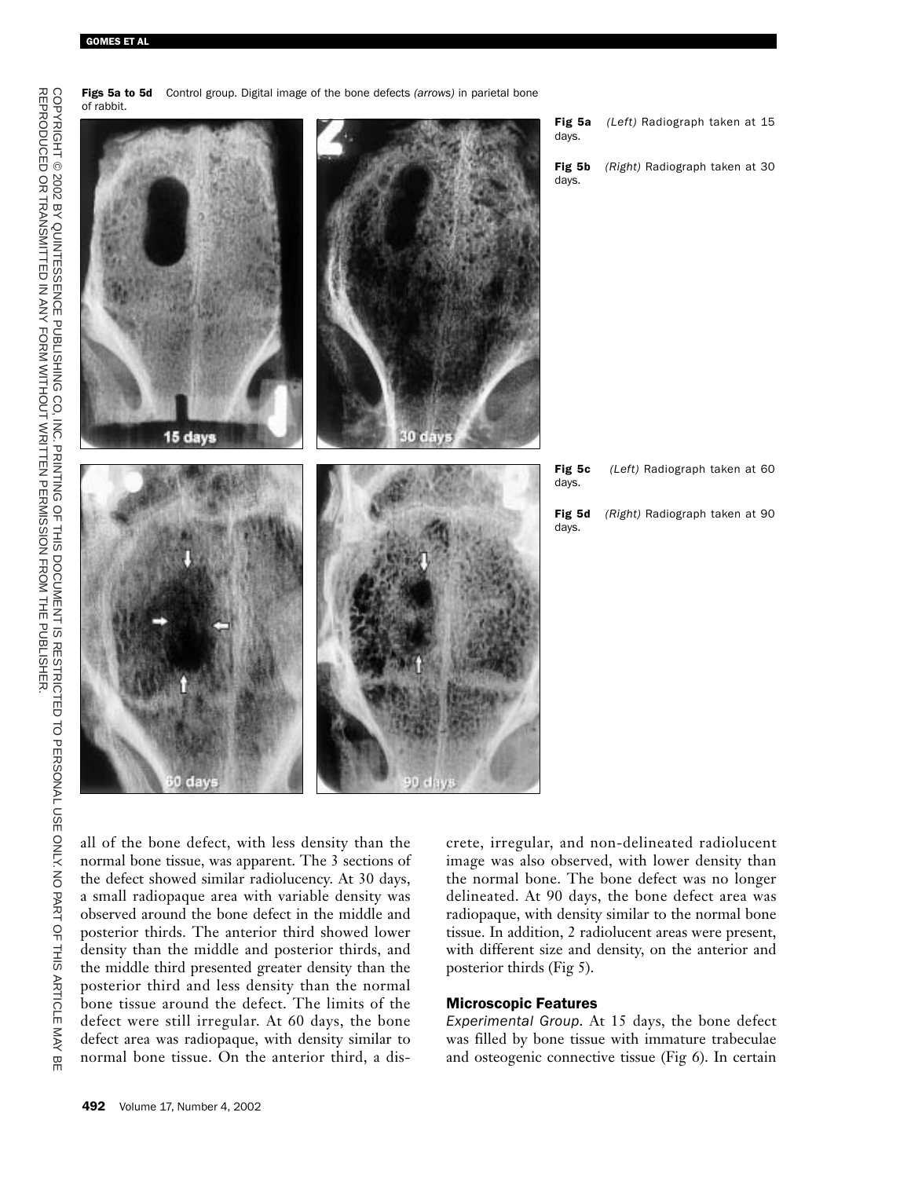**Figs 5a to 5d** Control group. Digital image of the bone defects *(arrows)* in parietal bone of rabbit.

**Fig 5a** *(Left)* Radiograph taken at 15 days.

**Fig 5b** *(Right)* Radiograph taken at 30 days.

**Fig 5c** *(Left)* Radiograph taken at 60 days.

**Fig 5d** *(Right)* Radiograph taken at 90 days.

all of the bone defect, with less density than the normal bone tissue, was apparent. The 3 sections of the defect showed similar radiolucency. At 30 days, a small radiopaque area with variable density was observed around the bone defect in the middle and posterior thirds. The anterior third showed lower density than the middle and posterior thirds, and the middle third presented greater density than the posterior third and less density than the normal bone tissue around the defect. The limits of the defect were still irregular. At 60 days, the bone defect area was radiopaque, with density similar to normal bone tissue. On the anterior third, a discrete, irregular, and non-delineated radiolucent image was also observed, with lower density than the normal bone. The bone defect was no longer delineated. At 90 days, the bone defect area was radiopaque, with density similar to the normal bone tissue. In addition, 2 radiolucent areas were present, with different size and density, on the anterior and posterior thirds (Fig 5).

### Microscopic Features

*Experimental Group.* At 15 days, the bone defect was filled by bone tissue with immature trabeculae and osteogenic connective tissue (Fig 6). In certain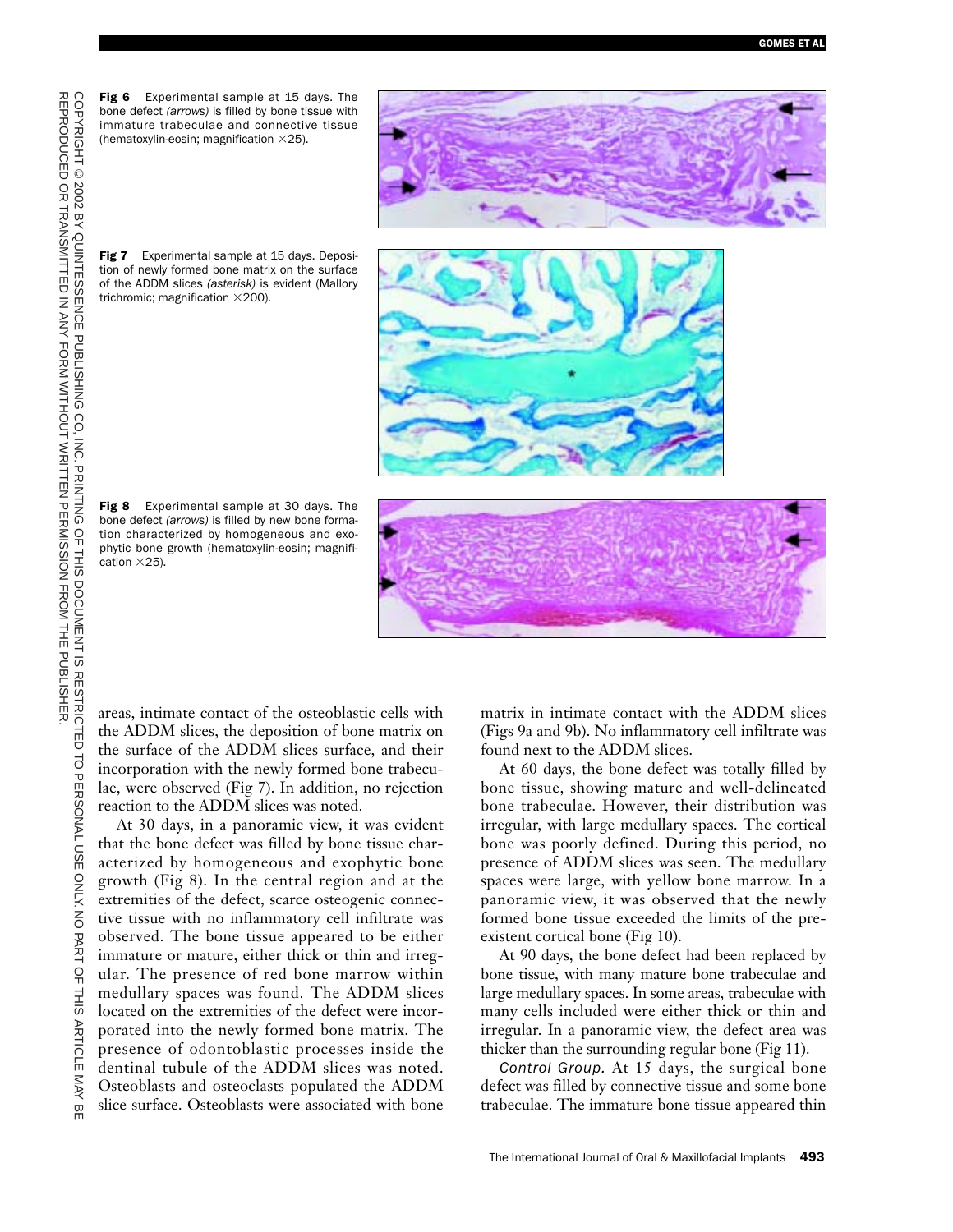**Fig 6** Experimental sample at 15 days. The bone defect *(arrows)* is filled by bone tissue with immature trabeculae and connective tissue (hematoxylin-eosin; magnification ×25).

**Fig 7** Experimental sample at 15 days. Deposition of newly formed bone matrix on the surface of the ADDM slices *(asterisk)* is evident (Mallory trichromic; magnification ×200).

**Fig 8** Experimental sample at 30 days. The bone defect *(arrows)* is filled by new bone formation characterized by homogeneous and exophytic bone growth (hematoxylin-eosin; magnification ×25).

areas, intimate contact of the osteoblastic cells with the ADDM slices, the deposition of bone matrix on the surface of the ADDM slices surface, and their incorporation with the newly formed bone trabeculae, were observed (Fig 7). In addition, no rejection reaction to the ADDM slices was noted.

At 30 days, in a panoramic view, it was evident that the bone defect was filled by bone tissue characterized by homogeneous and exophytic bone growth (Fig 8). In the central region and at the extremities of the defect, scarce osteogenic connective tissue with no inflammatory cell infiltrate was observed. The bone tissue appeared to be either immature or mature, either thick or thin and irregular. The presence of red bone marrow within medullary spaces was found. The ADDM slices located on the extremities of the defect were incorporated into the newly formed bone matrix. The presence of odontoblastic processes inside the dentinal tubule of the ADDM slices was noted. Osteoblasts and osteoclasts populated the ADDM slice surface. Osteoblasts were associated with bone matrix in intimate contact with the ADDM slices (Figs 9a and 9b). No inflammatory cell infiltrate was found next to the ADDM slices.

At 60 days, the bone defect was totally filled by bone tissue, showing mature and well-delineated bone trabeculae. However, their distribution was irregular, with large medullary spaces. The cortical bone was poorly defined. During this period, no presence of ADDM slices was seen. The medullary spaces were large, with yellow bone marrow. In a panoramic view, it was observed that the newly formed bone tissue exceeded the limits of the preexistent cortical bone (Fig 10).

At 90 days, the bone defect had been replaced by bone tissue, with many mature bone trabeculae and large medullary spaces. In some areas, trabeculae with many cells included were either thick or thin and irregular. In a panoramic view, the defect area was thicker than the surrounding regular bone (Fig 11).

*Control Group.* At 15 days, the surgical bone defect was filled by connective tissue and some bone trabeculae. The immature bone tissue appeared thin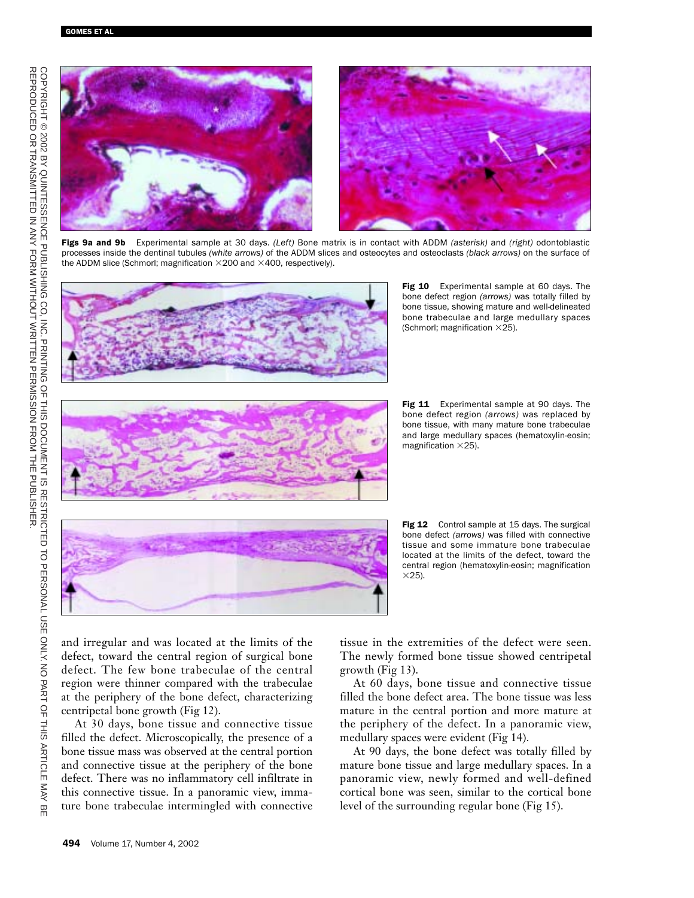**Figs 9a and 9b** Experimental sample at 30 days. *(Left)* Bone matrix is in contact with ADDM *(asterisk)* and *(right)* odontoblastic processes inside the dentinal tubules *(white arrows)* of the ADDM slices and osteocytes and osteoclasts *(black arrows)* on the surface of the ADDM slice (Schmorl; magnification ×200 and ×400, respectively).

**Fig 10** Experimental sample at 60 days. The bone defect region *(arrows)* was totally filled by bone tissue, showing mature and well-delineated bone trabeculae and large medullary spaces (Schmorl; magnification ×25).

**Fig 11** Experimental sample at 90 days. The bone defect region *(arrows)* was replaced by bone tissue, with many mature bone trabeculae and large medullary spaces (hematoxylin-eosin; magnification ×25).

**Fig 12** Control sample at 15 days. The surgical bone defect *(arrows)* was filled with connective tissue and some immature bone trabeculae located at the limits of the defect, toward the central region (hematoxylin-eosin; magnification ×25).

and irregular and was located at the limits of the defect, toward the central region of surgical bone defect. The few bone trabeculae of the central region were thinner compared with the trabeculae at the periphery of the bone defect, characterizing centripetal bone growth (Fig 12).

At 30 days, bone tissue and connective tissue filled the defect. Microscopically, the presence of a bone tissue mass was observed at the central portion and connective tissue at the periphery of the bone defect. There was no inflammatory cell infiltrate in this connective tissue. In a panoramic view, immature bone trabeculae intermingled with connective tissue in the extremities of the defect were seen. The newly formed bone tissue showed centripetal growth (Fig 13).

At 60 days, bone tissue and connective tissue filled the bone defect area. The bone tissue was less mature in the central portion and more mature at the periphery of the defect. In a panoramic view, medullary spaces were evident (Fig 14).

At 90 days, the bone defect was totally filled by mature bone tissue and large medullary spaces. In a panoramic view, newly formed and well-defined cortical bone was seen, similar to the cortical bone level of the surrounding regular bone (Fig 15).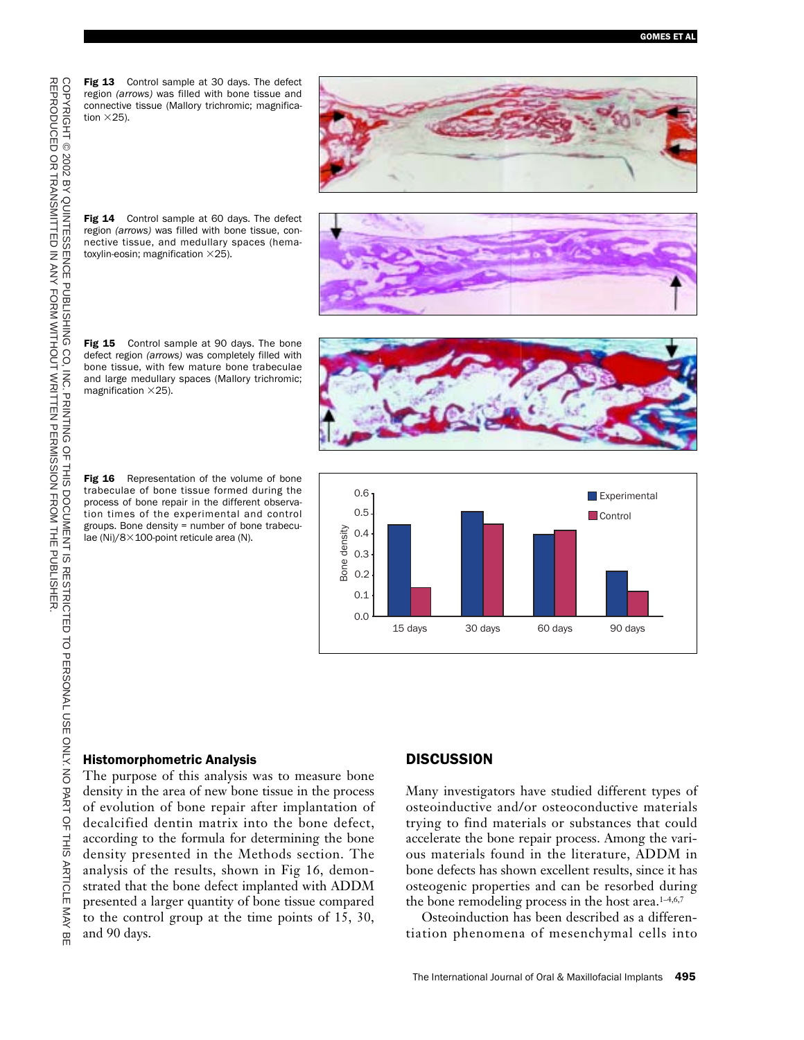**Fig 13** Control sample at 30 days. The defect region *(arrows)* was filled with bone tissue and connective tissue (Mallory trichromic; magnification ×25).

**Fig 14** Control sample at 60 days. The defect region *(arrows)* was filled with bone tissue, connective tissue, and medullary spaces (hematoxylin-eosin; magnification ×25).

**Fig 15** Control sample at 90 days. The bone defect region *(arrows)* was completely filled with bone tissue, with few mature bone trabeculae and large medullary spaces (Mallory trichromic; magnification ×25).

**Fig 16** Representation of the volume of bone trabeculae of bone tissue formed during the process of bone repair in the different observation times of the experimental and control groups. Bone density = number of bone trabeculae (Ni)/8×100-point reticule area (N).

### Histomorphometric Analysis

The purpose of this analysis was to measure bone density in the area of new bone tissue in the process of evolution of bone repair after implantation of decalcified dentin matrix into the bone defect, according to the formula for determining the bone density presented in the Methods section. The analysis of the results, shown in Fig 16, demonstrated that the bone defect implanted with ADDM presented a larger quantity of bone tissue compared to the control group at the time points of 15, 30, and 90 days.

## DISCUSSION

Many investigators have studied different types of osteoinductive and/or osteoconductive materials trying to find materials or substances that could accelerate the bone repair process. Among the various materials found in the literature, ADDM in bone defects has shown excellent results, since it has osteogenic properties and can be resorbed during the bone remodeling process in the host area.[1–4,6,7]

Osteoinduction has been described as a differentiation phenomena of mesenchymal cells into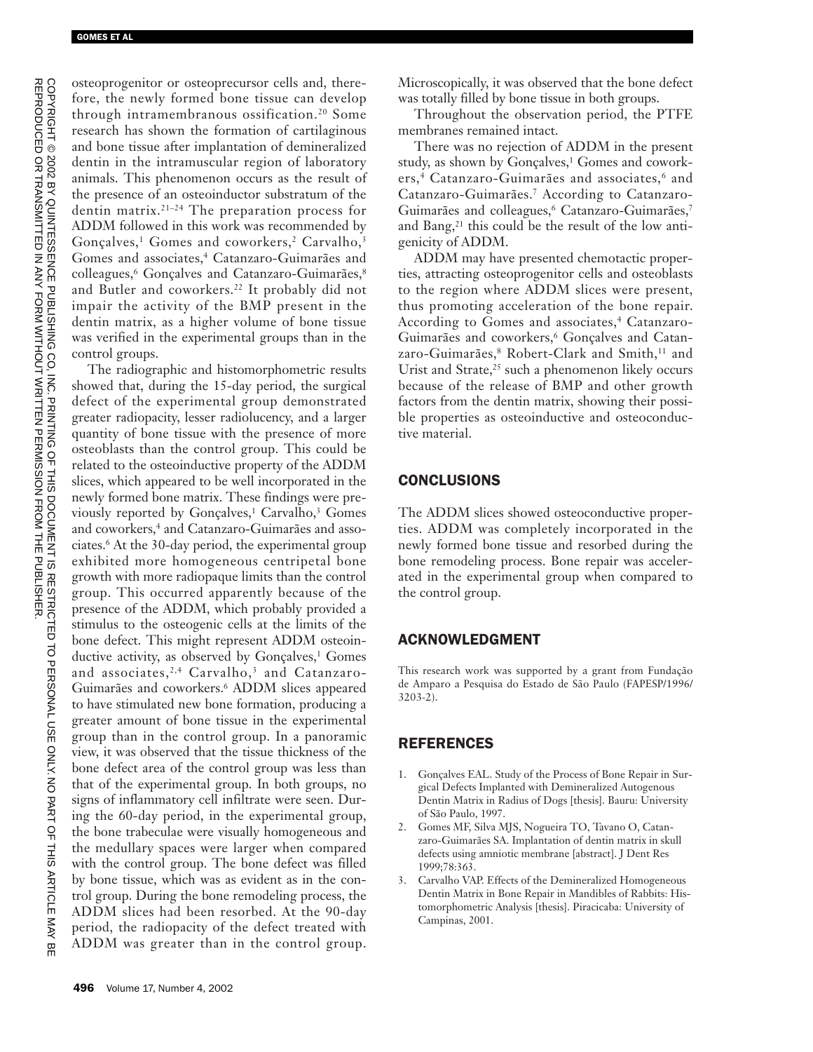osteoprogenitor or osteoprecursor cells and, therefore, the newly formed bone tissue can develop through intramembranous ossification.[20] Some research has shown the formation of cartilaginous and bone tissue after implantation of demineralized dentin in the intramuscular region of laboratory animals. This phenomenon occurs as the result of the presence of an osteoinductor substratum of the dentin matrix.[21–24] The preparation process for ADDM followed in this work was recommended by Gonçalves,[1] Gomes and coworkers,[2] Carvalho,[3] Gomes and associates,[4] Catanzaro-Guimarães and colleagues,[6] Gonçalves and Catanzaro-Guimarães,[8] and Butler and coworkers.[22] It probably did not impair the activity of the BMP present in the dentin matrix, as a higher volume of bone tissue was verified in the experimental groups than in the control groups.

The radiographic and histomorphometric results showed that, during the 15-day period, the surgical defect of the experimental group demonstrated greater radiopacity, lesser radiolucency, and a larger quantity of bone tissue with the presence of more osteoblasts than the control group. This could be related to the osteoinductive property of the ADDM slices, which appeared to be well incorporated in the newly formed bone matrix. These findings were previously reported by Gonçalves,[1] Carvalho,[3] Gomes and coworkers,[4] and Catanzaro-Guimarães and associates.[6] At the 30-day period, the experimental group exhibited more homogeneous centripetal bone growth with more radiopaque limits than the control group. This occurred apparently because of the presence of the ADDM, which probably provided a stimulus to the osteogenic cells at the limits of the bone defect. This might represent ADDM osteoinductive activity, as observed by Gonçalves,[1] Gomes and associates,[2,4] Carvalho,[3] and Catanzaro-Guimarães and coworkers.[6] ADDM slices appeared to have stimulated new bone formation, producing a greater amount of bone tissue in the experimental group than in the control group. In a panoramic view, it was observed that the tissue thickness of the bone defect area of the control group was less than that of the experimental group. In both groups, no signs of inflammatory cell infiltrate were seen. During the 60-day period, in the experimental group, the bone trabeculae were visually homogeneous and the medullary spaces were larger when compared with the control group. The bone defect was filled by bone tissue, which was as evident as in the control group. During the bone remodeling process, the ADDM slices had been resorbed. At the 90-day period, the radiopacity of the defect treated with ADDM was greater than in the control group. Microscopically, it was observed that the bone defect was totally filled by bone tissue in both groups.

Throughout the observation period, the PTFE membranes remained intact.

There was no rejection of ADDM in the present study, as shown by Gonçalves,[1] Gomes and coworkers,[4] Catanzaro-Guimarães and associates,[6] and Catanzaro-Guimarães.[7] According to Catanzaro-Guimarães and colleagues,[6] Catanzaro-Guimarães,[7] and Bang,[21] this could be the result of the low antigenicity of ADDM.

ADDM may have presented chemotactic properties, attracting osteoprogenitor cells and osteoblasts to the region where ADDM slices were present, thus promoting acceleration of the bone repair. According to Gomes and associates,[4] Catanzaro-Guimarães and coworkers,[6] Gonçalves and Catanzaro-Guimarães,[8] Robert-Clark and Smith,[11] and Urist and Strate,[25] such a phenomenon likely occurs because of the release of BMP and other growth factors from the dentin matrix, showing their possible properties as osteoinductive and osteoconductive material.

## CONCLUSIONS

The ADDM slices showed osteoconductive properties. ADDM was completely incorporated in the newly formed bone tissue and resorbed during the bone remodeling process. Bone repair was accelerated in the experimental group when compared to the control group.

## ACKNOWLEDGMENT

This research work was supported by a grant from Fundação de Amparo a Pesquisa do Estado de São Paulo (FAPESP/1996/3203-2).

## REFERENCES

1. Gonçalves EAL. Study of the Process of Bone Repair in Surgical Defects Implanted with Demineralized Autogenous Dentin Matrix in Radius of Dogs [thesis]. Bauru: University of São Paulo, 1997.
2. Gomes MF, Silva MJS, Nogueira TO, Tavano O, Catanzaro-Guimarães SA. Implantation of dentin matrix in skull defects using amniotic membrane [abstract]. J Dent Res 1999;78:363.
3. Carvalho VAP. Effects of the Demineralized Homogeneous Dentin Matrix in Bone Repair in Mandibles of Rabbits: Histomorphometric Analysis [thesis]. Piracicaba: University of Campinas, 2001.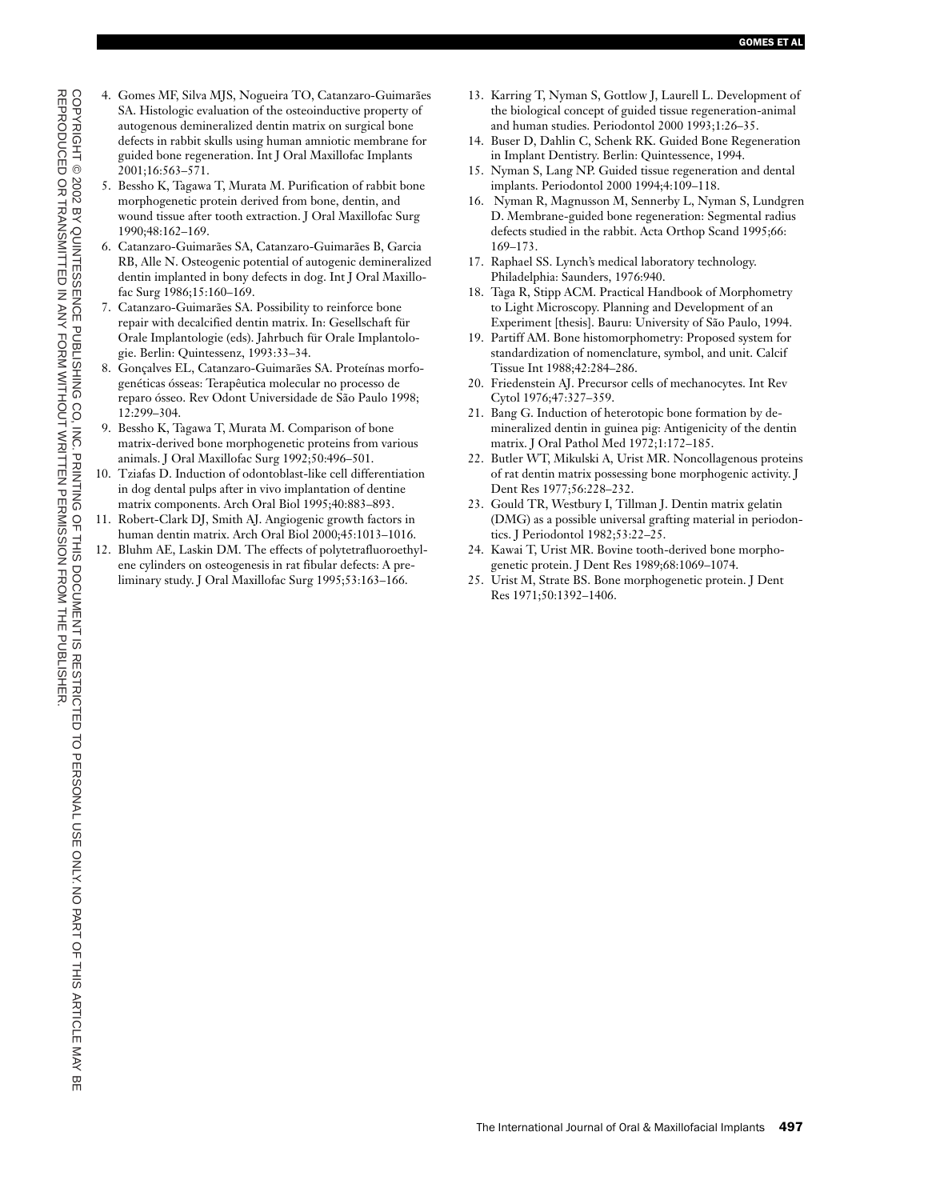4. Gomes MF, Silva MJS, Nogueira TO, Catanzaro-Guimarães SA. Histologic evaluation of the osteoinductive property of autogenous demineralized dentin matrix on surgical bone defects in rabbit skulls using human amniotic membrane for guided bone regeneration. Int J Oral Maxillofac Implants 2001;16:563–571.
5. Bessho K, Tagawa T, Murata M. Purification of rabbit bone morphogenetic protein derived from bone, dentin, and wound tissue after tooth extraction. J Oral Maxillofac Surg 1990;48:162–169.
6. Catanzaro-Guimarães SA, Catanzaro-Guimarães B, Garcia RB, Alle N. Osteogenic potential of autogenic demineralized dentin implanted in bony defects in dog. Int J Oral Maxillofac Surg 1986;15:160–169.
7. Catanzaro-Guimarães SA. Possibility to reinforce bone repair with decalcified dentin matrix. In: Gesellschaft für Orale Implantologie (eds). Jahrbuch für Orale Implantologie. Berlin: Quintessenz, 1993:33–34.
8. Gonçalves EL, Catanzaro-Guimarães SA. Proteínas morfogenéticas ósseas: Terapêutica molecular no processo de reparo ósseo. Rev Odont Universidade de São Paulo 1998; 12:299–304.
9. Bessho K, Tagawa T, Murata M. Comparison of bone matrix-derived bone morphogenetic proteins from various animals. J Oral Maxillofac Surg 1992;50:496–501.
10. Tziafas D. Induction of odontoblast-like cell differentiation in dog dental pulps after in vivo implantation of dentine matrix components. Arch Oral Biol 1995;40:883–893.
11. Robert-Clark DJ, Smith AJ. Angiogenic growth factors in human dentin matrix. Arch Oral Biol 2000;45:1013–1016.
12. Bluhm AE, Laskin DM. The effects of polytetrafluoroethylene cylinders on osteogenesis in rat fibular defects: A preliminary study. J Oral Maxillofac Surg 1995;53:163–166.
13. Karring T, Nyman S, Gottlow J, Laurell L. Development of the biological concept of guided tissue regeneration-animal and human studies. Periodontol 2000 1993;1:26–35.
14. Buser D, Dahlin C, Schenk RK. Guided Bone Regeneration in Implant Dentistry. Berlin: Quintessence, 1994.
15. Nyman S, Lang NP. Guided tissue regeneration and dental implants. Periodontol 2000 1994;4:109–118.
16. Nyman R, Magnusson M, Sennerby L, Nyman S, Lundgren D. Membrane-guided bone regeneration: Segmental radius defects studied in the rabbit. Acta Orthop Scand 1995;66: 169–173.
17. Raphael SS. Lynch's medical laboratory technology. Philadelphia: Saunders, 1976:940.
18. Taga R, Stipp ACM. Practical Handbook of Morphometry to Light Microscopy. Planning and Development of an Experiment [thesis]. Bauru: University of São Paulo, 1994.
19. Partiff AM. Bone histomorphometry: Proposed system for standardization of nomenclature, symbol, and unit. Calcif Tissue Int 1988;42:284–286.
20. Friedenstein AJ. Precursor cells of mechanocytes. Int Rev Cytol 1976;47:327–359.
21. Bang G. Induction of heterotopic bone formation by demineralized dentin in guinea pig: Antigenicity of the dentin matrix. J Oral Pathol Med 1972;1:172–185.
22. Butler WT, Mikulski A, Urist MR. Noncollagenous proteins of rat dentin matrix possessing bone morphogenic activity. J Dent Res 1977;56:228–232.
23. Gould TR, Westbury I, Tillman J. Dentin matrix gelatin (DMG) as a possible universal grafting material in periodontics. J Periodontol 1982;53:22–25.
24. Kawai T, Urist MR. Bovine tooth-derived bone morphogenetic protein. J Dent Res 1989;68:1069–1074.
25. Urist M, Strate BS. Bone morphogenetic protein. J Dent Res 1971;50:1392–1406.